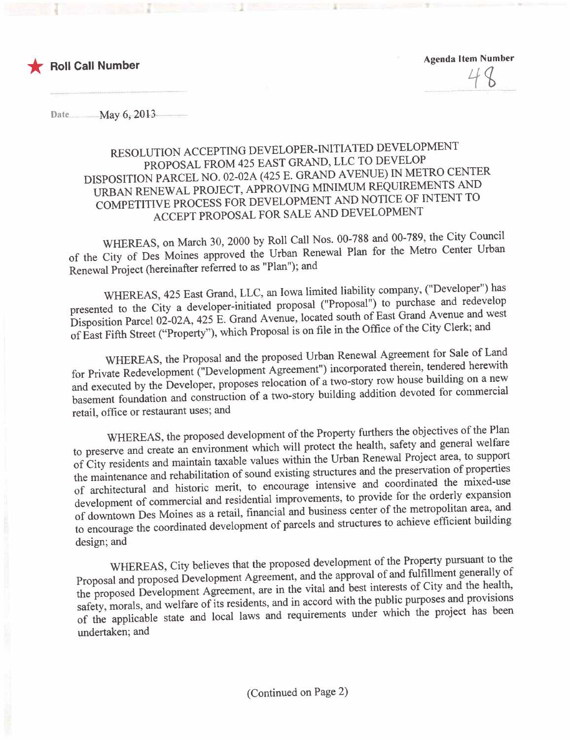★ **Roll Call Number**

**Agenda Item Number**
48

Date May 6, 2013

# RESOLUTION ACCEPTING DEVELOPER-INITIATED DEVELOPMENT PROPOSAL FROM 425 EAST GRAND, LLC TO DEVELOP DISPOSITION PARCEL NO. 02-02A (425 E. GRAND AVENUE) IN METRO CENTER URBAN RENEWAL PROJECT, APPROVING MINIMUM REQUIREMENTS AND COMPETITIVE PROCESS FOR DEVELOPMENT AND NOTICE OF INTENT TO ACCEPT PROPOSAL FOR SALE AND DEVELOPMENT

WHEREAS, on March 30, 2000 by Roll Call Nos. 00-788 and 00-789, the City Council of the City of Des Moines approved the Urban Renewal Plan for the Metro Center Urban Renewal Project (hereinafter referred to as "Plan"); and

WHEREAS, 425 East Grand, LLC, an Iowa limited liability company, ("Developer") has presented to the City a developer-initiated proposal ("Proposal") to purchase and redevelop Disposition Parcel 02-02A, 425 E. Grand Avenue, located south of East Grand Avenue and west of East Fifth Street ("Property"), which Proposal is on file in the Office of the City Clerk; and

WHEREAS, the Proposal and the proposed Urban Renewal Agreement for Sale of Land for Private Redevelopment ("Development Agreement") incorporated therein, tendered herewith and executed by the Developer, proposes relocation of a two-story row house building on a new basement foundation and construction of a two-story building addition devoted for commercial retail, office or restaurant uses; and

WHEREAS, the proposed development of the Property furthers the objectives of the Plan to preserve and create an environment which will protect the health, safety and general welfare of City residents and maintain taxable values within the Urban Renewal Project area, to support the maintenance and rehabilitation of sound existing structures and the preservation of properties of architectural and historic merit, to encourage intensive and coordinated the mixed-use development of commercial and residential improvements, to provide for the orderly expansion of downtown Des Moines as a retail, financial and business center of the metropolitan area, and to encourage the coordinated development of parcels and structures to achieve efficient building design; and

WHEREAS, City believes that the proposed development of the Property pursuant to the Proposal and proposed Development Agreement, and the approval of and fulfillment generally of the proposed Development Agreement, are in the vital and best interests of City and the health, safety, morals, and welfare of its residents, and in accord with the public purposes and provisions of the applicable state and local laws and requirements under which the project has been undertaken; and

(Continued on Page 2)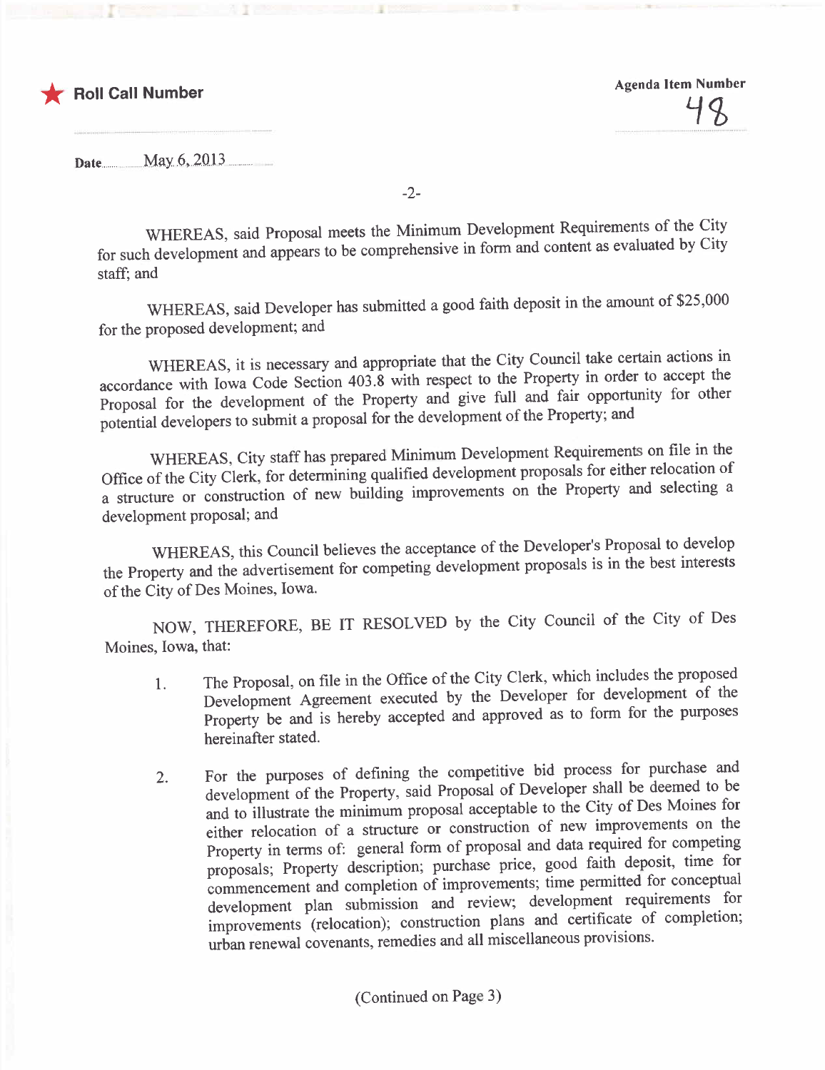★ **Roll Call Number**

**Agenda Item Number**

48

**Date** May 6, 2013

WHEREAS, said Proposal meets the Minimum Development Requirements of the City for such development and appears to be comprehensive in form and content as evaluated by City staff; and

WHEREAS, said Developer has submitted a good faith deposit in the amount of $25,000 for the proposed development; and

WHEREAS, it is necessary and appropriate that the City Council take certain actions in accordance with Iowa Code Section 403.8 with respect to the Property in order to accept the Proposal for the development of the Property and give full and fair opportunity for other potential developers to submit a proposal for the development of the Property; and

WHEREAS, City staff has prepared Minimum Development Requirements on file in the Office of the City Clerk, for determining qualified development proposals for either relocation of a structure or construction of new building improvements on the Property and selecting a development proposal; and

WHEREAS, this Council believes the acceptance of the Developer's Proposal to develop the Property and the advertisement for competing development proposals is in the best interests of the City of Des Moines, Iowa.

NOW, THEREFORE, BE IT RESOLVED by the City Council of the City of Des Moines, Iowa, that:

1. The Proposal, on file in the Office of the City Clerk, which includes the proposed Development Agreement executed by the Developer for development of the Property be and is hereby accepted and approved as to form for the purposes hereinafter stated.

2. For the purposes of defining the competitive bid process for purchase and development of the Property, said Proposal of Developer shall be deemed to be and to illustrate the minimum proposal acceptable to the City of Des Moines for either relocation of a structure or construction of new improvements on the Property in terms of: general form of proposal and data required for competing proposals; Property description; purchase price, good faith deposit, time for commencement and completion of improvements; time permitted for conceptual development plan submission and review; development requirements for improvements (relocation); construction plans and certificate of completion; urban renewal covenants, remedies and all miscellaneous provisions.

(Continued on Page 3)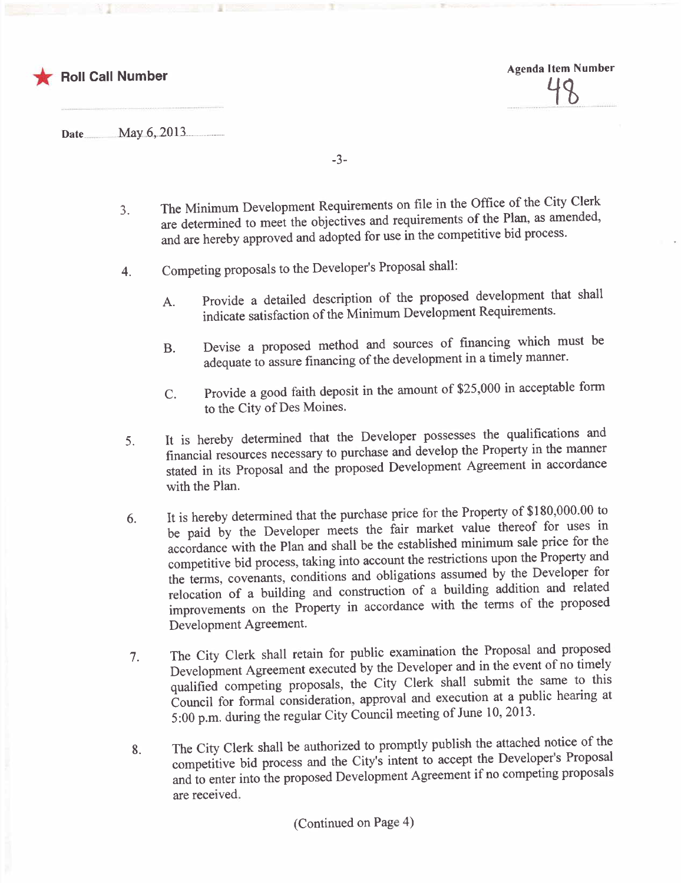★ **Roll Call Number**

**Agenda Item Number**
48

**Date** May 6, 2013

3. The Minimum Development Requirements on file in the Office of the City Clerk are determined to meet the objectives and requirements of the Plan, as amended, and are hereby approved and adopted for use in the competitive bid process.

4. Competing proposals to the Developer's Proposal shall:

   A. Provide a detailed description of the proposed development that shall indicate satisfaction of the Minimum Development Requirements.

   B. Devise a proposed method and sources of financing which must be adequate to assure financing of the development in a timely manner.

   C. Provide a good faith deposit in the amount of $25,000 in acceptable form to the City of Des Moines.

5. It is hereby determined that the Developer possesses the qualifications and financial resources necessary to purchase and develop the Property in the manner stated in its Proposal and the proposed Development Agreement in accordance with the Plan.

6. It is hereby determined that the purchase price for the Property of $180,000.00 to be paid by the Developer meets the fair market value thereof for uses in accordance with the Plan and shall be the established minimum sale price for the competitive bid process, taking into account the restrictions upon the Property and the terms, covenants, conditions and obligations assumed by the Developer for relocation of a building and construction of a building addition and related improvements on the Property in accordance with the terms of the proposed Development Agreement.

7. The City Clerk shall retain for public examination the Proposal and proposed Development Agreement executed by the Developer and in the event of no timely qualified competing proposals, the City Clerk shall submit the same to this Council for formal consideration, approval and execution at a public hearing at 5:00 p.m. during the regular City Council meeting of June 10, 2013.

8. The City Clerk shall be authorized to promptly publish the attached notice of the competitive bid process and the City's intent to accept the Developer's Proposal and to enter into the proposed Development Agreement if no competing proposals are received.

(Continued on Page 4)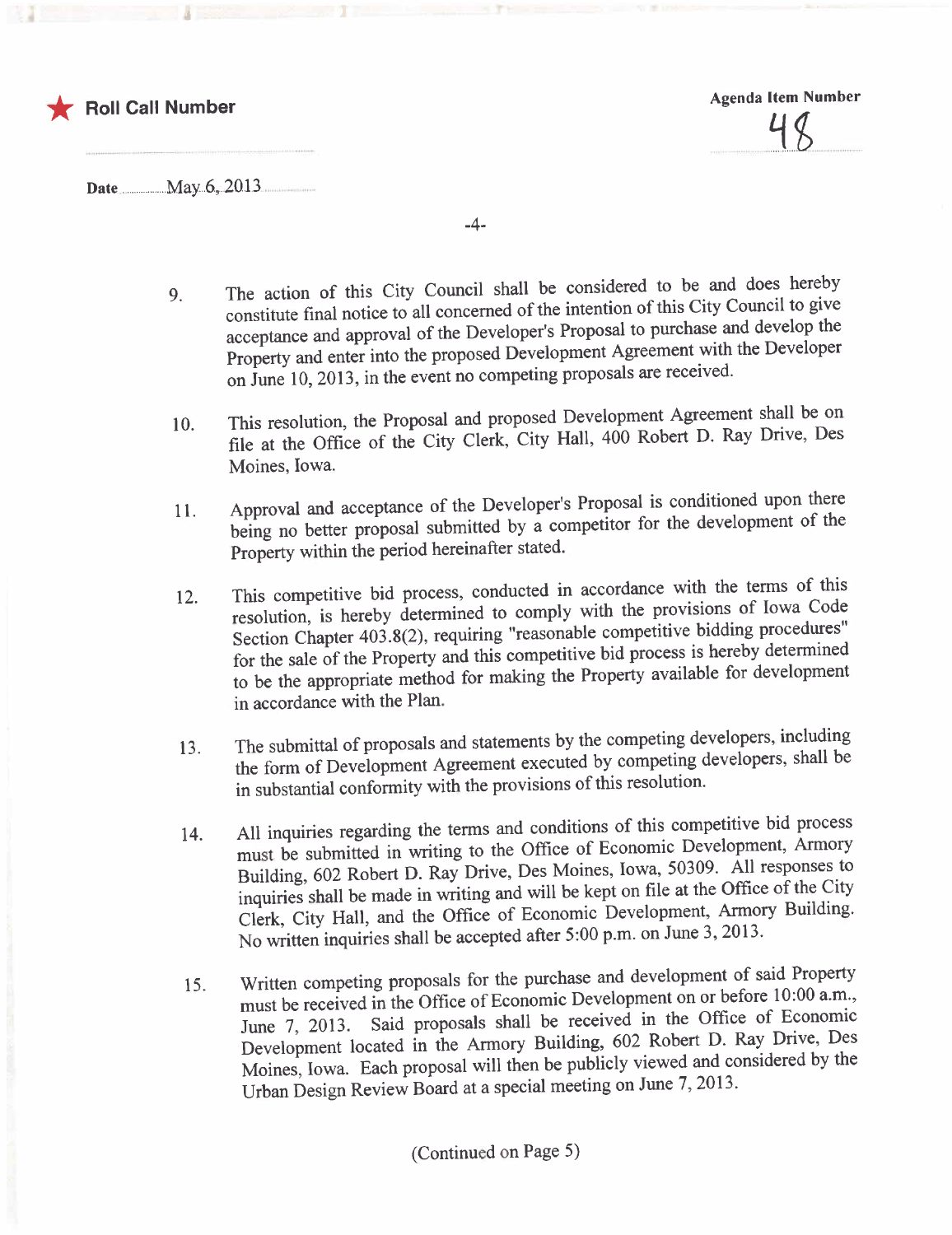★ **Roll Call Number**

**Agenda Item Number**
48

**Date** May 6, 2013

9. The action of this City Council shall be considered to be and does hereby constitute final notice to all concerned of the intention of this City Council to give acceptance and approval of the Developer's Proposal to purchase and develop the Property and enter into the proposed Development Agreement with the Developer on June 10, 2013, in the event no competing proposals are received.

10. This resolution, the Proposal and proposed Development Agreement shall be on file at the Office of the City Clerk, City Hall, 400 Robert D. Ray Drive, Des Moines, Iowa.

11. Approval and acceptance of the Developer's Proposal is conditioned upon there being no better proposal submitted by a competitor for the development of the Property within the period hereinafter stated.

12. This competitive bid process, conducted in accordance with the terms of this resolution, is hereby determined to comply with the provisions of Iowa Code Section Chapter 403.8(2), requiring "reasonable competitive bidding procedures" for the sale of the Property and this competitive bid process is hereby determined to be the appropriate method for making the Property available for development in accordance with the Plan.

13. The submittal of proposals and statements by the competing developers, including the form of Development Agreement executed by competing developers, shall be in substantial conformity with the provisions of this resolution.

14. All inquiries regarding the terms and conditions of this competitive bid process must be submitted in writing to the Office of Economic Development, Armory Building, 602 Robert D. Ray Drive, Des Moines, Iowa, 50309. All responses to inquiries shall be made in writing and will be kept on file at the Office of the City Clerk, City Hall, and the Office of Economic Development, Armory Building. No written inquiries shall be accepted after 5:00 p.m. on June 3, 2013.

15. Written competing proposals for the purchase and development of said Property must be received in the Office of Economic Development on or before 10:00 a.m., June 7, 2013. Said proposals shall be received in the Office of Economic Development located in the Armory Building, 602 Robert D. Ray Drive, Des Moines, Iowa. Each proposal will then be publicly viewed and considered by the Urban Design Review Board at a special meeting on June 7, 2013.

(Continued on Page 5)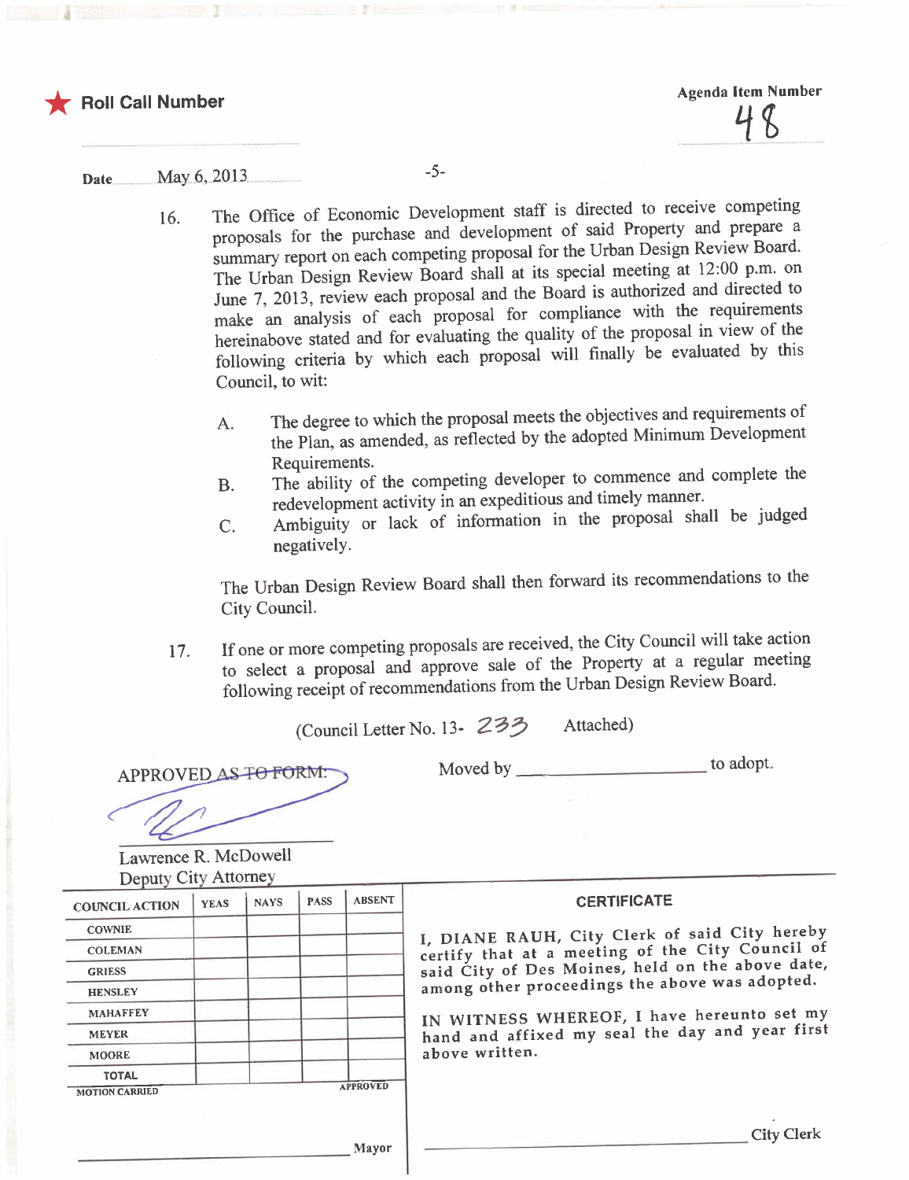★ **Roll Call Number**

**Agenda Item Number**

48

Date May 6, 2013

16. The Office of Economic Development staff is directed to receive competing proposals for the purchase and development of said Property and prepare a summary report on each competing proposal for the Urban Design Review Board. The Urban Design Review Board shall at its special meeting at 12:00 p.m. on June 7, 2013, review each proposal and the Board is authorized and directed to make an analysis of each proposal for compliance with the requirements hereinabove stated and for evaluating the quality of the proposal in view of the following criteria by which each proposal will finally be evaluated by this Council, to wit:

    A. The degree to which the proposal meets the objectives and requirements of the Plan, as amended, as reflected by the adopted Minimum Development Requirements.

    B. The ability of the competing developer to commence and complete the redevelopment activity in an expeditious and timely manner.

    C. Ambiguity or lack of information in the proposal shall be judged negatively.

    The Urban Design Review Board shall then forward its recommendations to the City Council.

17. If one or more competing proposals are received, the City Council will take action to select a proposal and approve sale of the Property at a regular meeting following receipt of recommendations from the Urban Design Review Board.

(Council Letter No. 13- 233 Attached)

APPROVED AS TO FORM:

Lawrence R. McDowell
Deputy City Attorney

Moved by ____________________ to adopt.

| COUNCIL ACTION | YEAS | NAYS | PASS | ABSENT |
|---|---|---|---|---|
| COWNIE | | | | |
| COLEMAN | | | | |
| GRIESS | | | | |
| HENSLEY | | | | |
| MAHAFFEY | | | | |
| MEYER | | | | |
| MOORE | | | | |
| TOTAL | | | | |

MOTION CARRIED APPROVED

____________________ Mayor

**CERTIFICATE**

I, DIANE RAUH, City Clerk of said City hereby certify that at a meeting of the City Council of said City of Des Moines, held on the above date, among other proceedings the above was adopted.

IN WITNESS WHEREOF, I have hereunto set my hand and affixed my seal the day and year first above written.

____________________ City Clerk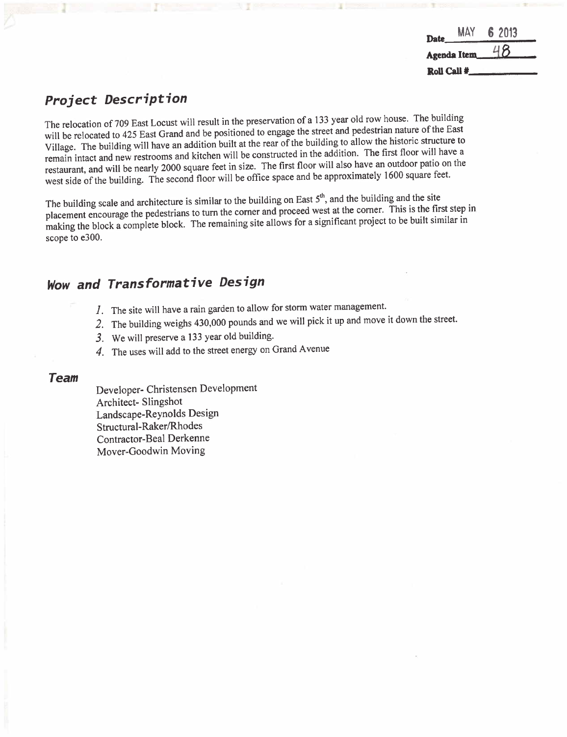Date MAY 6 2013

Agenda Item 48

Roll Call #

## Project Description

The relocation of 709 East Locust will result in the preservation of a 133 year old row house. The building will be relocated to 425 East Grand and be positioned to engage the street and pedestrian nature of the East Village. The building will have an addition built at the rear of the building to allow the historic structure to remain intact and new restrooms and kitchen will be constructed in the addition. The first floor will have a restaurant, and will be nearly 2000 square feet in size. The first floor will also have an outdoor patio on the west side of the building. The second floor will be office space and be approximately 1600 square feet.

The building scale and architecture is similar to the building on East 5th, and the building and the site placement encourage the pedestrians to turn the corner and proceed west at the corner. This is the first step in making the block a complete block. The remaining site allows for a significant project to be built similar in scope to e300.

## Wow and Transformative Design

1. The site will have a rain garden to allow for storm water management.
2. The building weighs 430,000 pounds and we will pick it up and move it down the street.
3. We will preserve a 133 year old building.
4. The uses will add to the street energy on Grand Avenue

## Team

Developer- Christensen Development
Architect- Slingshot
Landscape-Reynolds Design
Structural-Raker/Rhodes
Contractor-Beal Derkenne
Mover-Goodwin Moving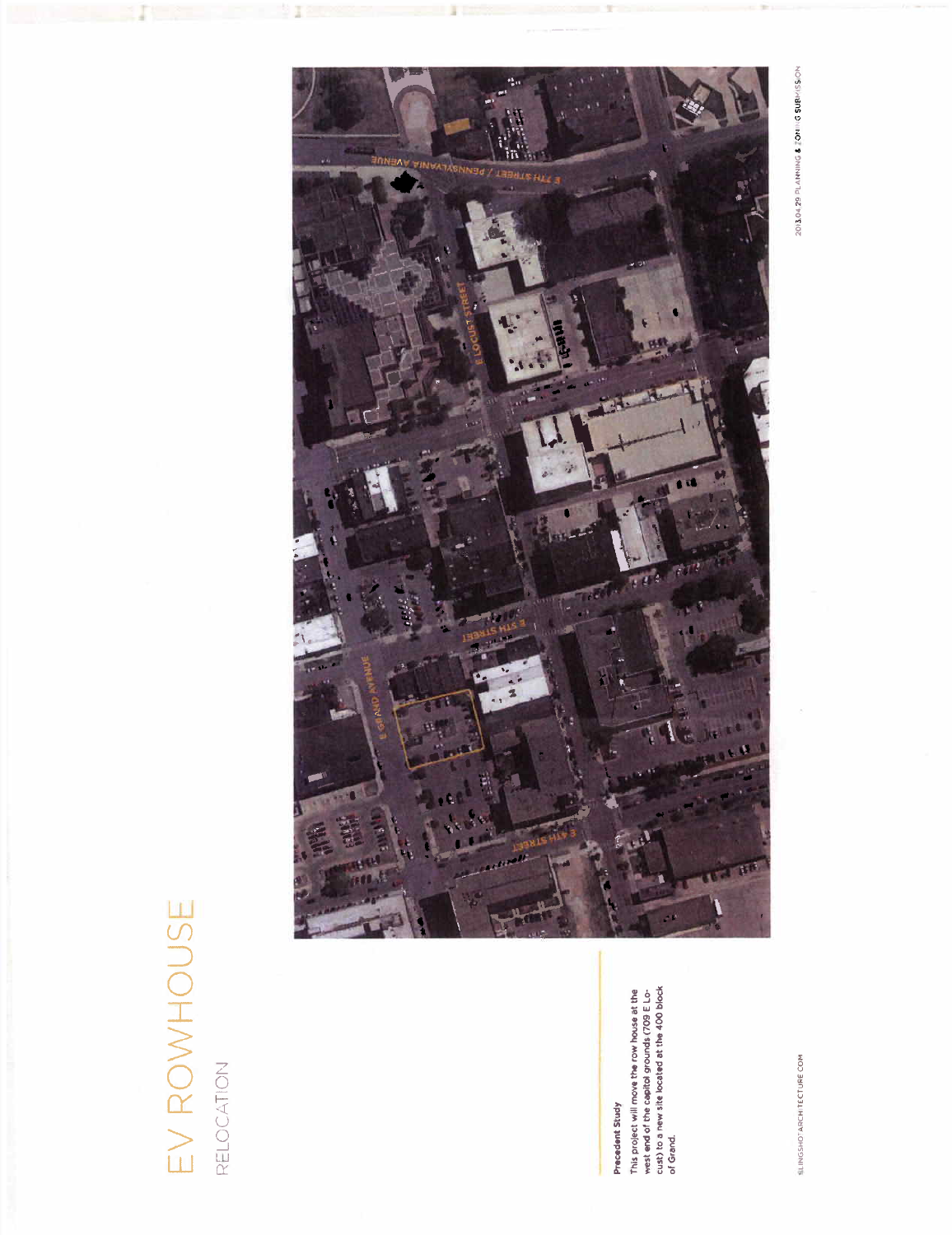# EV ROWHOUSE

## RELOCATION

**Precedent Study**

This project will move the row house at the west end of the capitol grounds (709 E Locust) to a new site located at the 400 block of Grand.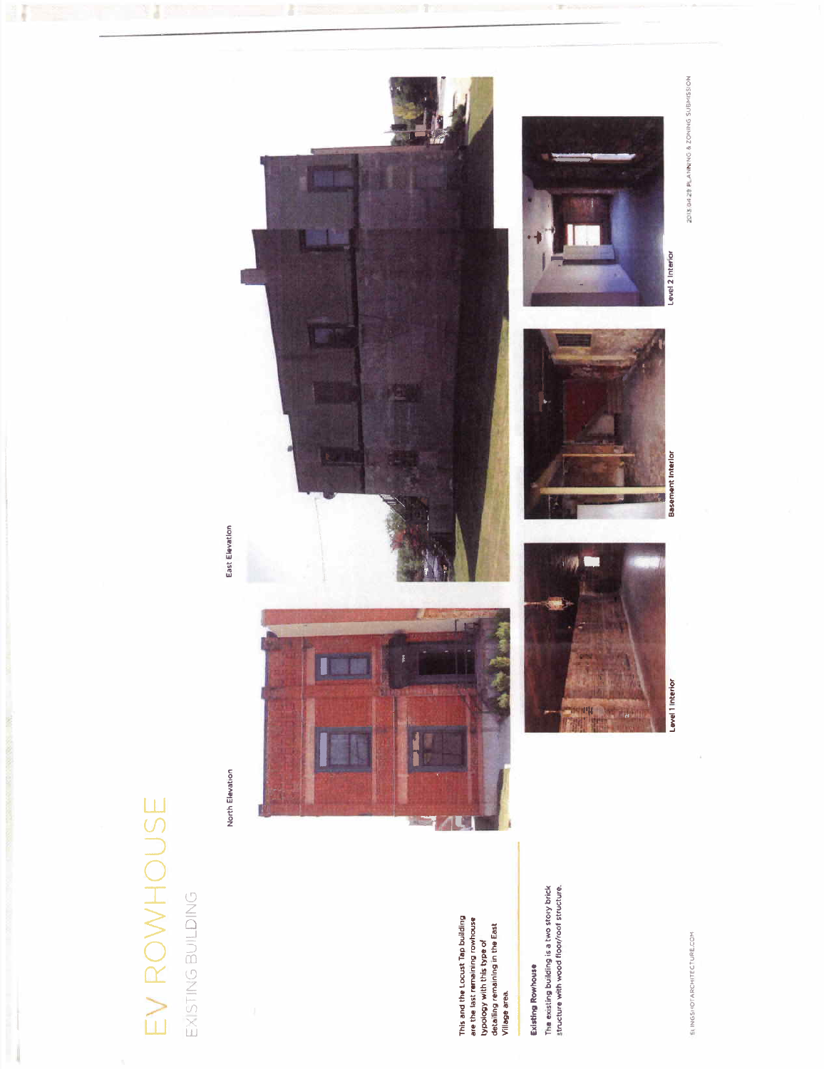# EV ROWHOUSE

## EXISTING BUILDING

North Elevation

East Elevation

This and the Locust Tap building are the last remaining rowhouse typology with this type of detailing remaining in the East Village area.

**Existing Rowhouse**

The existing building is a two story brick structure with wood floor/roof structure.

Level 1 Interior

Basement Interior

Level 2 Interior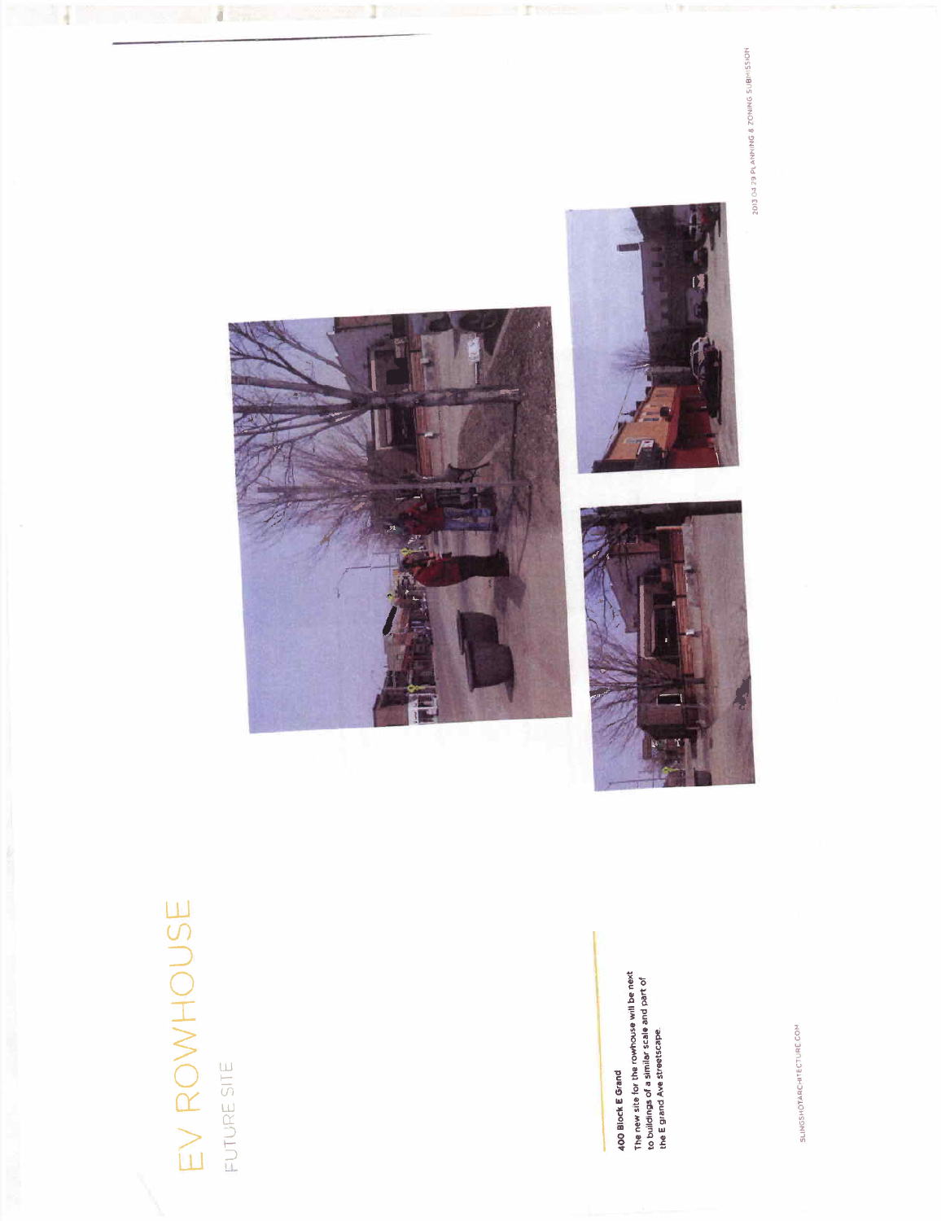# EV ROWHOUSE

## FUTURE SITE

**400 Block E Grand**

The new site for the rowhouse will be next to buildings of a similar scale and part of the E grand Ave streetscape.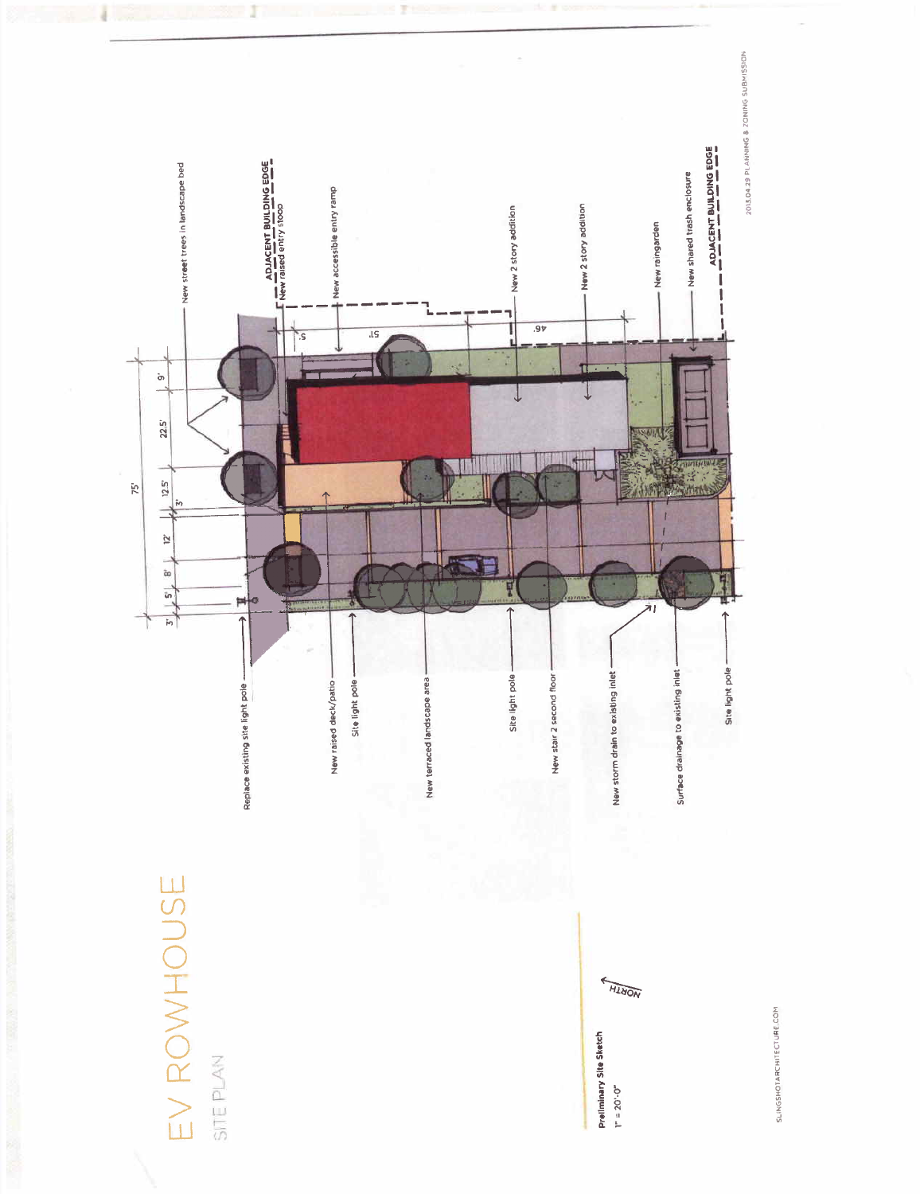# EV ROWHOUSE

SITE PLAN

**Preliminary Site Sketch**

1" = 20'-0"

NORTH

75'

3' 5' 8' 12' 12.5' 3' 22.5' 9'

5' 51' 46'

Replace existing site light pole

New raised deck/patio

Site light pole

New terraced landscape area

Site light pole

New stair 2 second floor

New storm drain to existing inlet

Surface drainage to existing inlet

Site light pole

New street trees in landscape bed

ADJACENT BUILDING EDGE

New raised entry stoop

New accessible entry ramp

New 2 story addition

New 2 story addition

New raingarden

New shared trash enclosure

ADJACENT BUILDING EDGE

2013.04.29 PLANNING & ZONING SUBMISSION

SLINGSHOTARCHITECTURE.COM